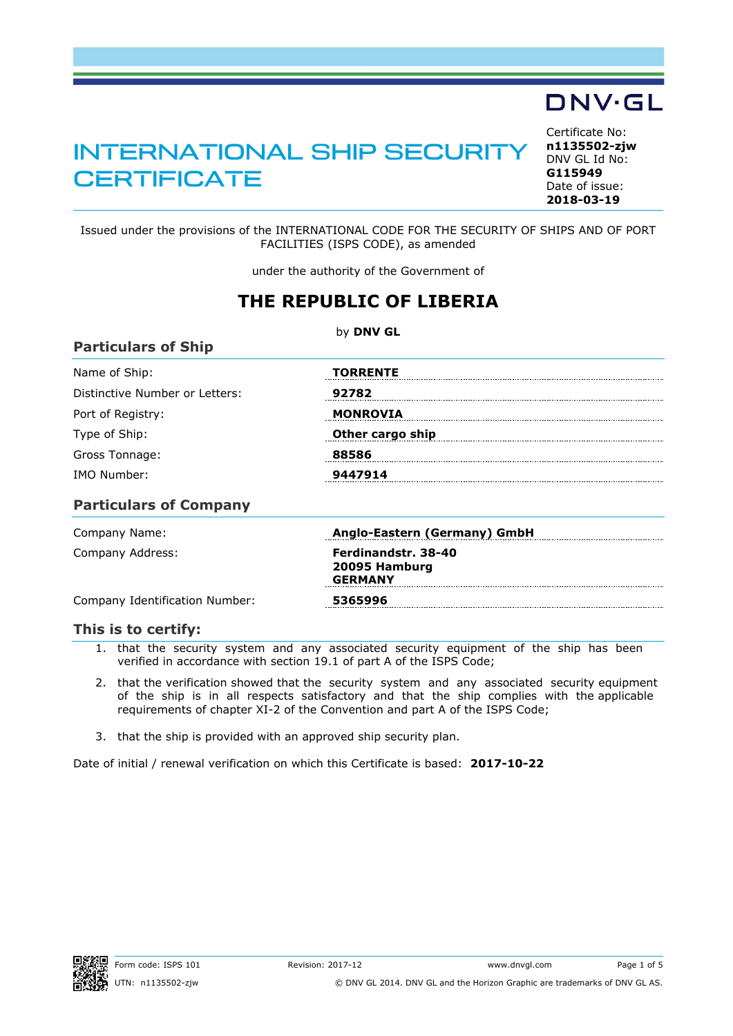DNV·GL

# INTERNATIONAL SHIP SECURITY CERTIFICATE

Certificate No:
**n1135502-zjw**
DNV GL Id No:
**G115949**
Date of issue:
**2018-03-19**

Issued under the provisions of the INTERNATIONAL CODE FOR THE SECURITY OF SHIPS AND OF PORT FACILITIES (ISPS CODE), as amended

under the authority of the Government of

## THE REPUBLIC OF LIBERIA

by **DNV GL**

### Particulars of Ship

| | |
|---|---|
| Name of Ship: | **TORRENTE** |
| Distinctive Number or Letters: | **92782** |
| Port of Registry: | **MONROVIA** |
| Type of Ship: | **Other cargo ship** |
| Gross Tonnage: | **88586** |
| IMO Number: | **9447914** |

### Particulars of Company

| | |
|---|---|
| Company Name: | **Anglo-Eastern (Germany) GmbH** |
| Company Address: | **Ferdinandstr. 38-40<br>20095 Hamburg<br>GERMANY** |
| Company Identification Number: | **5365996** |

### This is to certify:

1. that the security system and any associated security equipment of the ship has been verified in accordance with section 19.1 of part A of the ISPS Code;
2. that the verification showed that the security system and any associated security equipment of the ship is in all respects satisfactory and that the ship complies with the applicable requirements of chapter XI-2 of the Convention and part A of the ISPS Code;
3. that the ship is provided with an approved ship security plan.

Date of initial / renewal verification on which this Certificate is based: **2017-10-22**

Form code: ISPS 101 | Revision: 2017-12 | www.dnvgl.com
UTN: n1135502-zjw | © DNV GL 2014. DNV GL and the Horizon Graphic are trademarks of DNV GL AS.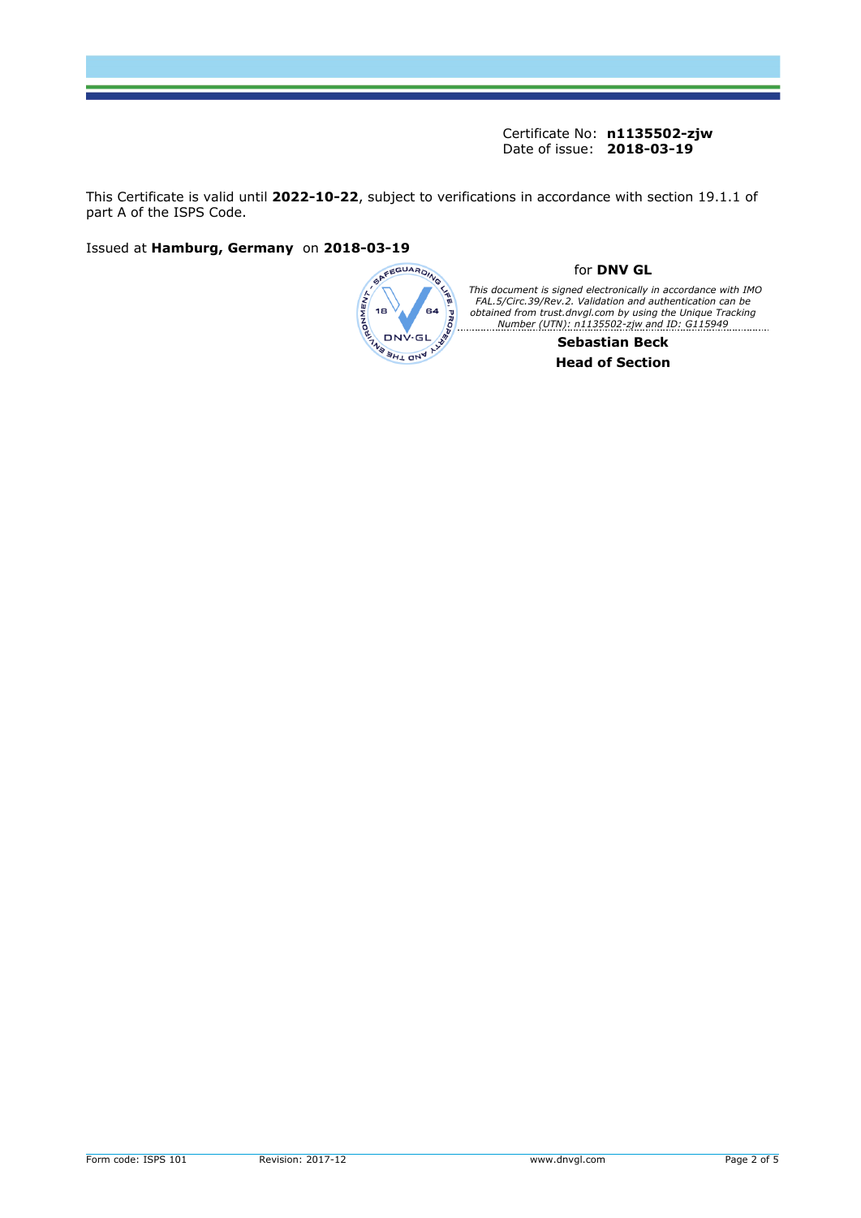Certificate No: **n1135502-zjw**
Date of issue: **2018-03-19**

This Certificate is valid until **2022-10-22**, subject to verifications in accordance with section 19.1.1 of part A of the ISPS Code.

Issued at **Hamburg, Germany** on **2018-03-19**

for **DNV GL**

*This document is signed electronically in accordance with IMO FAL.5/Circ.39/Rev.2. Validation and authentication can be obtained from trust.dnvgl.com by using the Unique Tracking Number (UTN): n1135502-zjw and ID: G115949*

**Sebastian Beck**
**Head of Section**

Form code: ISPS 101 Revision: 2017-12 www.dnvgl.com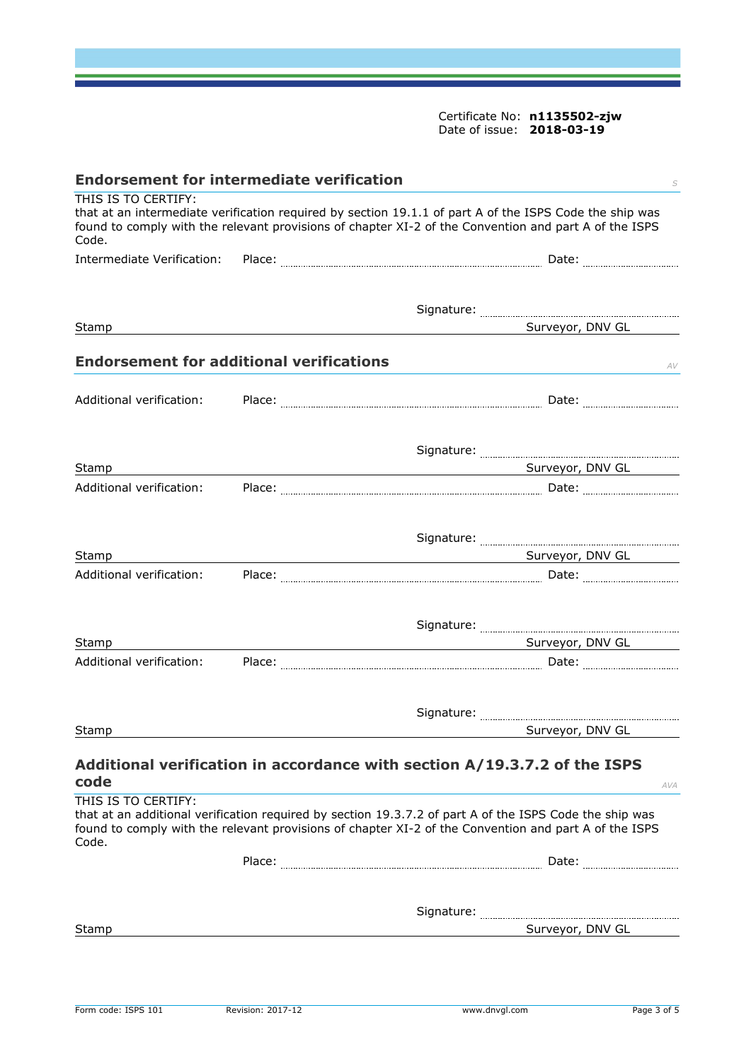Certificate No: **n1135502-zjw**
Date of issue: **2018-03-19**

## Endorsement for intermediate verification

*S*

THIS IS TO CERTIFY:
that at an intermediate verification required by section 19.1.1 of part A of the ISPS Code the ship was found to comply with the relevant provisions of chapter XI-2 of the Convention and part A of the ISPS Code.

Intermediate Verification: Place: .................................................. Date: ....................

Signature: ....................................

Stamp Surveyor, DNV GL

## Endorsement for additional verifications

*AV*

Additional verification: Place: .................................................. Date: ....................

Signature: ....................................

Stamp Surveyor, DNV GL

Additional verification: Place: .................................................. Date: ....................

Signature: ....................................

Stamp Surveyor, DNV GL

Additional verification: Place: .................................................. Date: ....................

Signature: ....................................

Stamp Surveyor, DNV GL

Additional verification: Place: .................................................. Date: ....................

Signature: ....................................

Stamp Surveyor, DNV GL

## Additional verification in accordance with section A/19.3.7.2 of the ISPS code

*AVA*

THIS IS TO CERTIFY:
that at an additional verification required by section 19.3.7.2 of part A of the ISPS Code the ship was found to comply with the relevant provisions of chapter XI-2 of the Convention and part A of the ISPS Code.

Place: .................................................. Date: ....................

Signature: ....................................

Stamp Surveyor, DNV GL

Form code: ISPS 101 Revision: 2017-12 www.dnvgl.com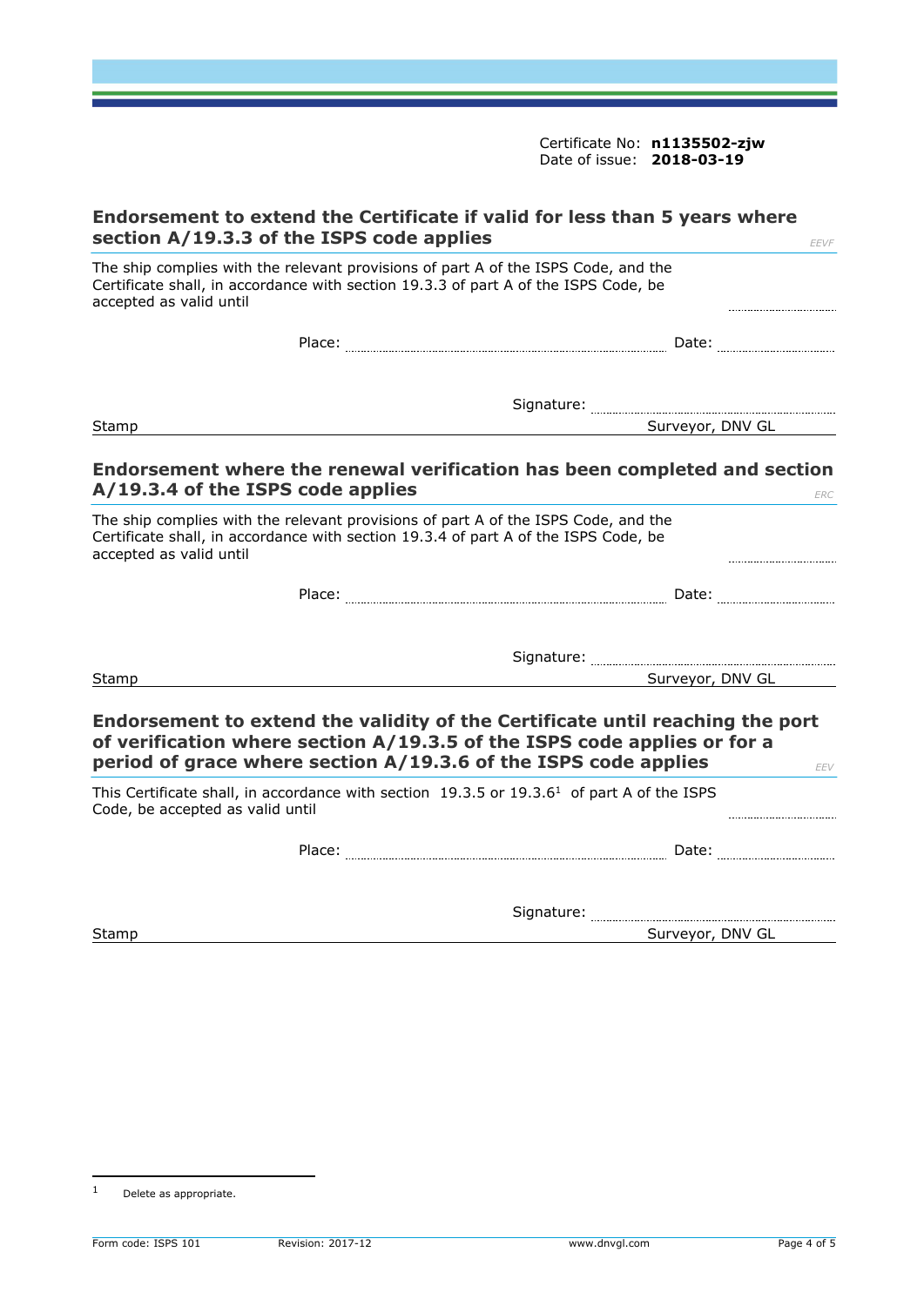Certificate No: **n1135502-zjw**
Date of issue: **2018-03-19**

## Endorsement to extend the Certificate if valid for less than 5 years where section A/19.3.3 of the ISPS code applies

*EEVF*

The ship complies with the relevant provisions of part A of the ISPS Code, and the Certificate shall, in accordance with section 19.3.3 of part A of the ISPS Code, be accepted as valid until ..................

Place: .................................................... Date: ..................

Signature: ....................................................

Stamp Surveyor, DNV GL

## Endorsement where the renewal verification has been completed and section A/19.3.4 of the ISPS code applies

*ERC*

The ship complies with the relevant provisions of part A of the ISPS Code, and the Certificate shall, in accordance with section 19.3.4 of part A of the ISPS Code, be accepted as valid until ..................

Place: .................................................... Date: ..................

Signature: ....................................................

Stamp Surveyor, DNV GL

## Endorsement to extend the validity of the Certificate until reaching the port of verification where section A/19.3.5 of the ISPS code applies or for a period of grace where section A/19.3.6 of the ISPS code applies

*EEV*

This Certificate shall, in accordance with section 19.3.5 or 19.3.6[1] of part A of the ISPS Code, be accepted as valid until ..................

Place: .................................................... Date: ..................

Signature: ....................................................

Stamp Surveyor, DNV GL

---

[1] Delete as appropriate.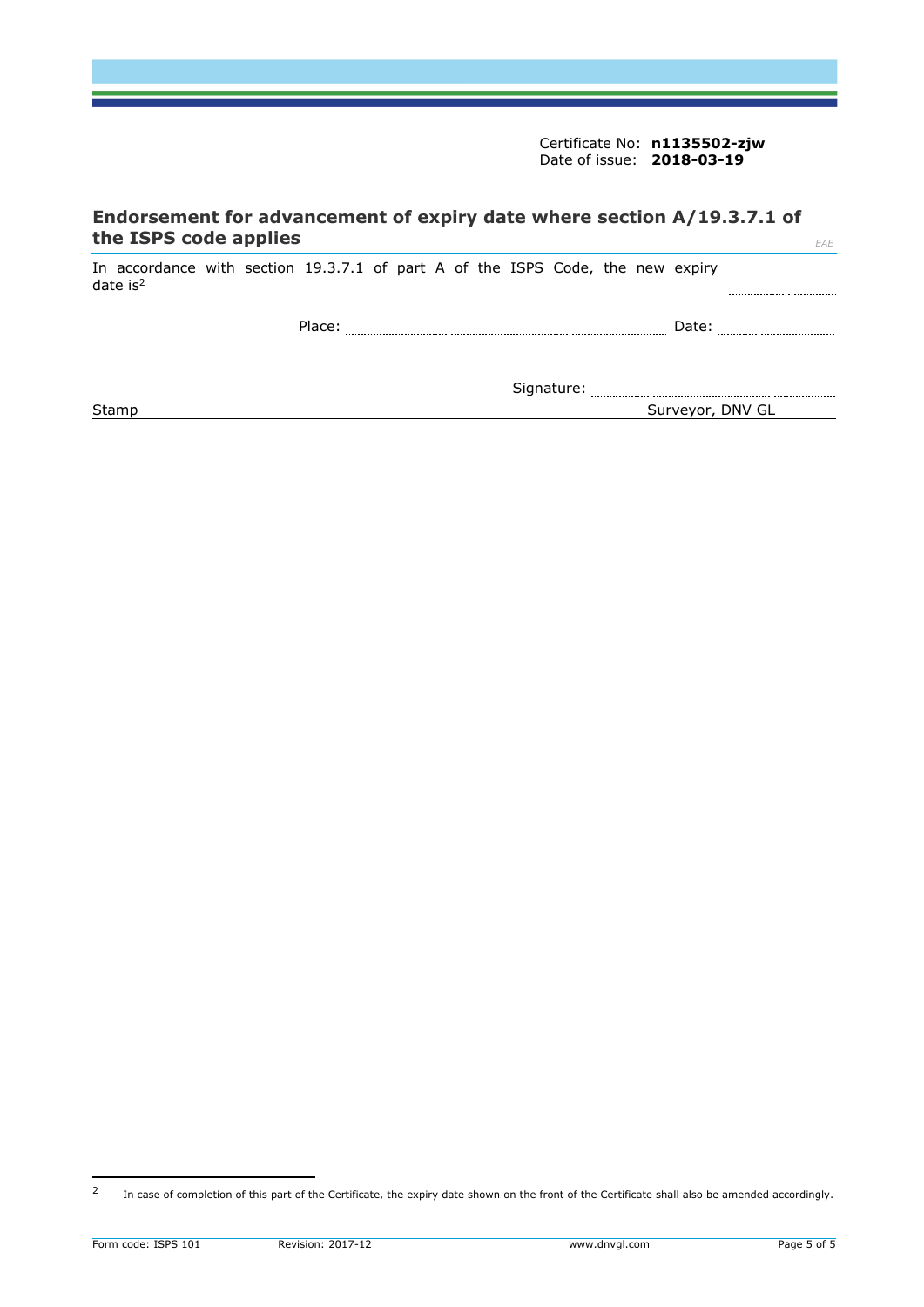Certificate No: **n1135502-zjw**
Date of issue: **2018-03-19**

## Endorsement for advancement of expiry date where section A/19.3.7.1 of the ISPS code applies

*EAE*

In accordance with section 19.3.7.1 of part A of the ISPS Code, the new expiry date is[2] ..............................

Place: .............................................................................. Date: ..............................

Signature: ..............................................................

Stamp                                                                                                    Surveyor, DNV GL

---

[2] In case of completion of this part of the Certificate, the expiry date shown on the front of the Certificate shall also be amended accordingly.

Form code: ISPS 101    Revision: 2017-12    www.dnvgl.com